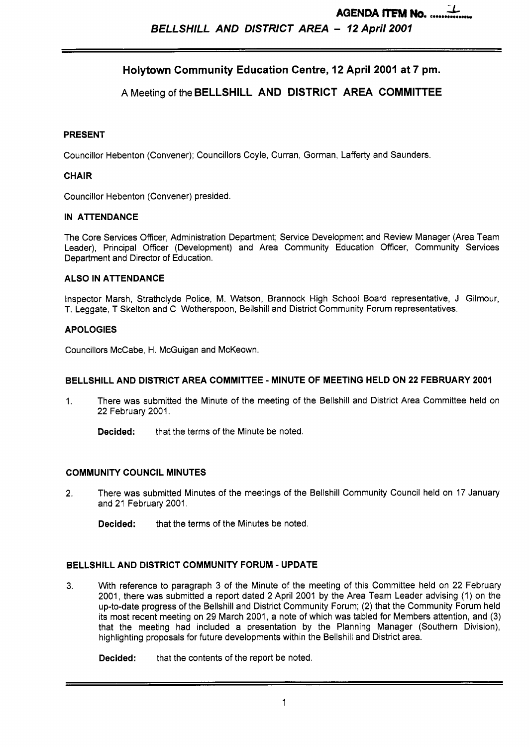**AGENDA ITEM No. 1**

***BELLSHILL AND DISTRICT AREA – 12 April 2001***

## Holytown Community Education Centre, 12 April 2001 at 7 pm.

## A Meeting of the BELLSHILL AND DISTRICT AREA COMMITTEE

### PRESENT

Councillor Hebenton (Convener); Councillors Coyle, Curran, Gorman, Lafferty and Saunders.

### CHAIR

Councillor Hebenton (Convener) presided.

### IN ATTENDANCE

The Core Services Officer, Administration Department; Service Development and Review Manager (Area Team Leader), Principal Officer (Development) and Area Community Education Officer, Community Services Department and Director of Education.

### ALSO IN ATTENDANCE

Inspector Marsh, Strathclyde Police, M. Watson, Brannock High School Board representative, J Gilmour, T. Leggate, T Skelton and C Wotherspoon, Bellshill and District Community Forum representatives.

### APOLOGIES

Councillors McCabe, H. McGuigan and McKeown.

### BELLSHILL AND DISTRICT AREA COMMITTEE - MINUTE OF MEETING HELD ON 22 FEBRUARY 2001

1. There was submitted the Minute of the meeting of the Bellshill and District Area Committee held on 22 February 2001.

   **Decided:** that the terms of the Minute be noted.

### COMMUNITY COUNCIL MINUTES

2. There was submitted Minutes of the meetings of the Bellshill Community Council held on 17 January and 21 February 2001.

   **Decided:** that the terms of the Minutes be noted.

### BELLSHILL AND DISTRICT COMMUNITY FORUM - UPDATE

3. With reference to paragraph 3 of the Minute of the meeting of this Committee held on 22 February 2001, there was submitted a report dated 2 April 2001 by the Area Team Leader advising (1) on the up-to-date progress of the Bellshill and District Community Forum; (2) that the Community Forum held its most recent meeting on 29 March 2001, a note of which was tabled for Members attention, and (3) that the meeting had included a presentation by the Planning Manager (Southern Division), highlighting proposals for future developments within the Bellshill and District area.

   **Decided:** that the contents of the report be noted.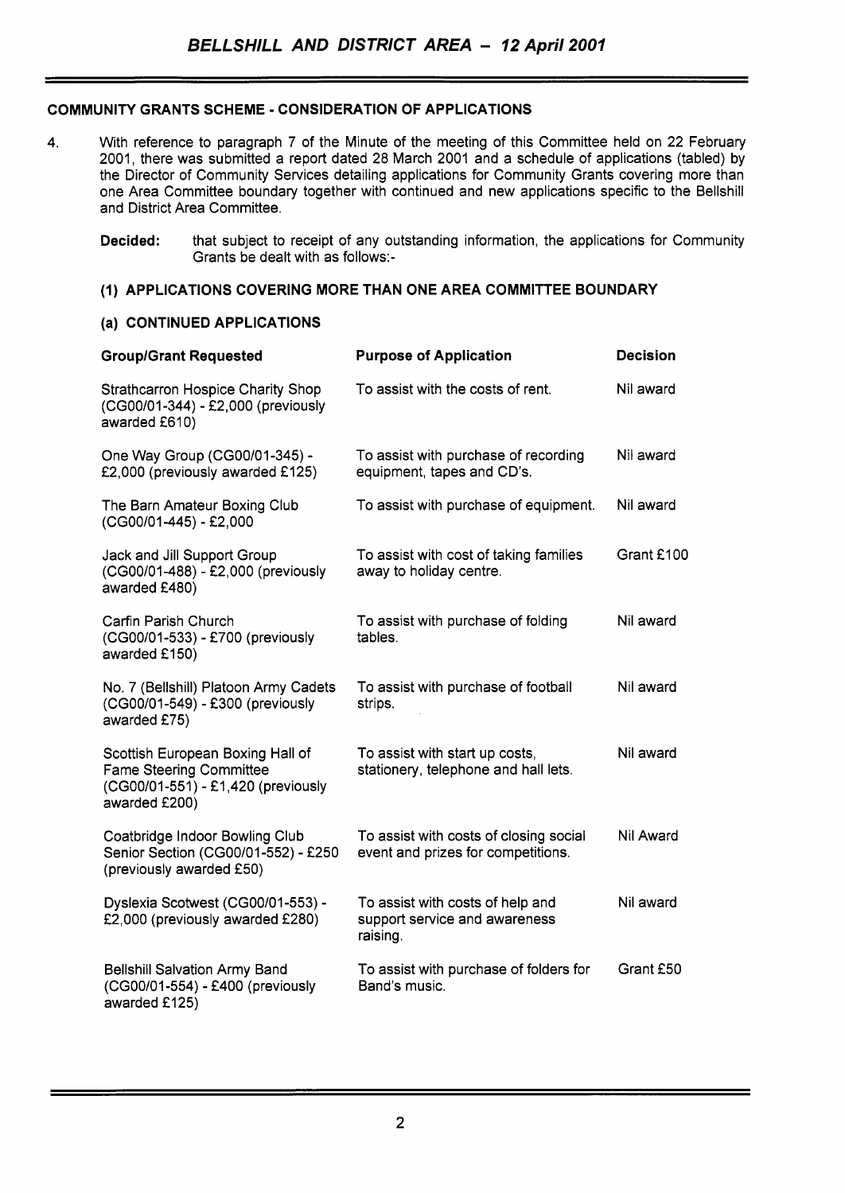## COMMUNITY GRANTS SCHEME - CONSIDERATION OF APPLICATIONS

4. With reference to paragraph 7 of the Minute of the meeting of this Committee held on 22 February 2001, there was submitted a report dated 28 March 2001 and a schedule of applications (tabled) by the Director of Community Services detailing applications for Community Grants covering more than one Area Committee boundary together with continued and new applications specific to the Bellshill and District Area Committee.

   **Decided:** that subject to receipt of any outstanding information, the applications for Community Grants be dealt with as follows:-

### (1) APPLICATIONS COVERING MORE THAN ONE AREA COMMITTEE BOUNDARY

#### (a) CONTINUED APPLICATIONS

| Group/Grant Requested | Purpose of Application | Decision |
|---|---|---|
| Strathcarron Hospice Charity Shop (CG00/01-344) - £2,000 (previously awarded £610) | To assist with the costs of rent. | Nil award |
| One Way Group (CG00/01-345) - £2,000 (previously awarded £125) | To assist with purchase of recording equipment, tapes and CD's. | Nil award |
| The Barn Amateur Boxing Club (CG00/01-445) - £2,000 | To assist with purchase of equipment. | Nil award |
| Jack and Jill Support Group (CG00/01-488) - £2,000 (previously awarded £480) | To assist with cost of taking families away to holiday centre. | Grant £100 |
| Carfin Parish Church (CG00/01-533) - £700 (previously awarded £150) | To assist with purchase of folding tables. | Nil award |
| No. 7 (Bellshill) Platoon Army Cadets (CG00/01-549) - £300 (previously awarded £75) | To assist with purchase of football strips. | Nil award |
| Scottish European Boxing Hall of Fame Steering Committee (CG00/01-551) - £1,420 (previously awarded £200) | To assist with start up costs, stationery, telephone and hall lets. | Nil award |
| Coatbridge Indoor Bowling Club Senior Section (CG00/01-552) - £250 (previously awarded £50) | To assist with costs of closing social event and prizes for competitions. | Nil Award |
| Dyslexia Scotwest (CG00/01-553) - £2,000 (previously awarded £280) | To assist with costs of help and support service and awareness raising. | Nil award |
| Bellshill Salvation Army Band (CG00/01-554) - £400 (previously awarded £125) | To assist with purchase of folders for Band's music. | Grant £50 |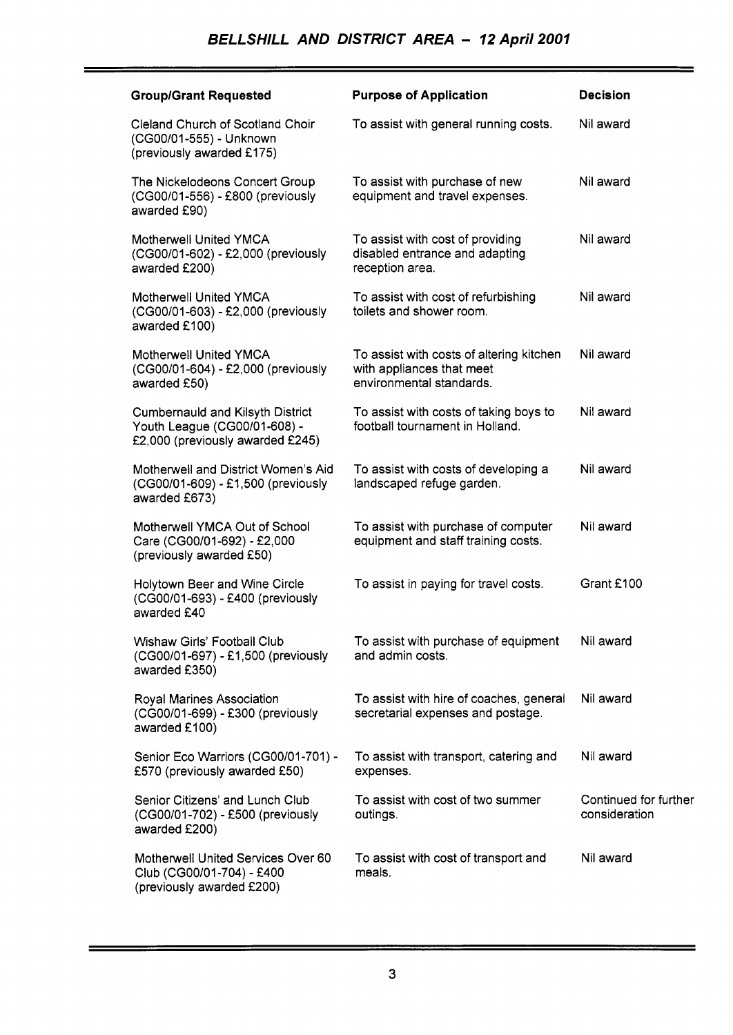| Group/Grant Requested | Purpose of Application | Decision |
|---|---|---|
| Cleland Church of Scotland Choir (CG00/01-555) - Unknown (previously awarded £175) | To assist with general running costs. | Nil award |
| The Nickelodeons Concert Group (CG00/01-556) - £800 (previously awarded £90) | To assist with purchase of new equipment and travel expenses. | Nil award |
| Motherwell United YMCA (CG00/01-602) - £2,000 (previously awarded £200) | To assist with cost of providing disabled entrance and adapting reception area. | Nil award |
| Motherwell United YMCA (CG00/01-603) - £2,000 (previously awarded £100) | To assist with cost of refurbishing toilets and shower room. | Nil award |
| Motherwell United YMCA (CG00/01-604) - £2,000 (previously awarded £50) | To assist with costs of altering kitchen with appliances that meet environmental standards. | Nil award |
| Cumbernauld and Kilsyth District Youth League (CG00/01-608) - £2,000 (previously awarded £245) | To assist with costs of taking boys to football tournament in Holland. | Nil award |
| Motherwell and District Women's Aid (CG00/01-609) - £1,500 (previously awarded £673) | To assist with costs of developing a landscaped refuge garden. | Nil award |
| Motherwell YMCA Out of School Care (CG00/01-692) - £2,000 (previously awarded £50) | To assist with purchase of computer equipment and staff training costs. | Nil award |
| Holytown Beer and Wine Circle (CG00/01-693) - £400 (previously awarded £40 | To assist in paying for travel costs. | Grant £100 |
| Wishaw Girls' Football Club (CG00/01-697) - £1,500 (previously awarded £350) | To assist with purchase of equipment and admin costs. | Nil award |
| Royal Marines Association (CG00/01-699) - £300 (previously awarded £100) | To assist with hire of coaches, general secretarial expenses and postage. | Nil award |
| Senior Eco Warriors (CG00/01-701) - £570 (previously awarded £50) | To assist with transport, catering and expenses. | Nil award |
| Senior Citizens' and Lunch Club (CG00/01-702) - £500 (previously awarded £200) | To assist with cost of two summer outings. | Continued for further consideration |
| Motherwell United Services Over 60 Club (CG00/01-704) - £400 (previously awarded £200) | To assist with cost of transport and meals. | Nil award |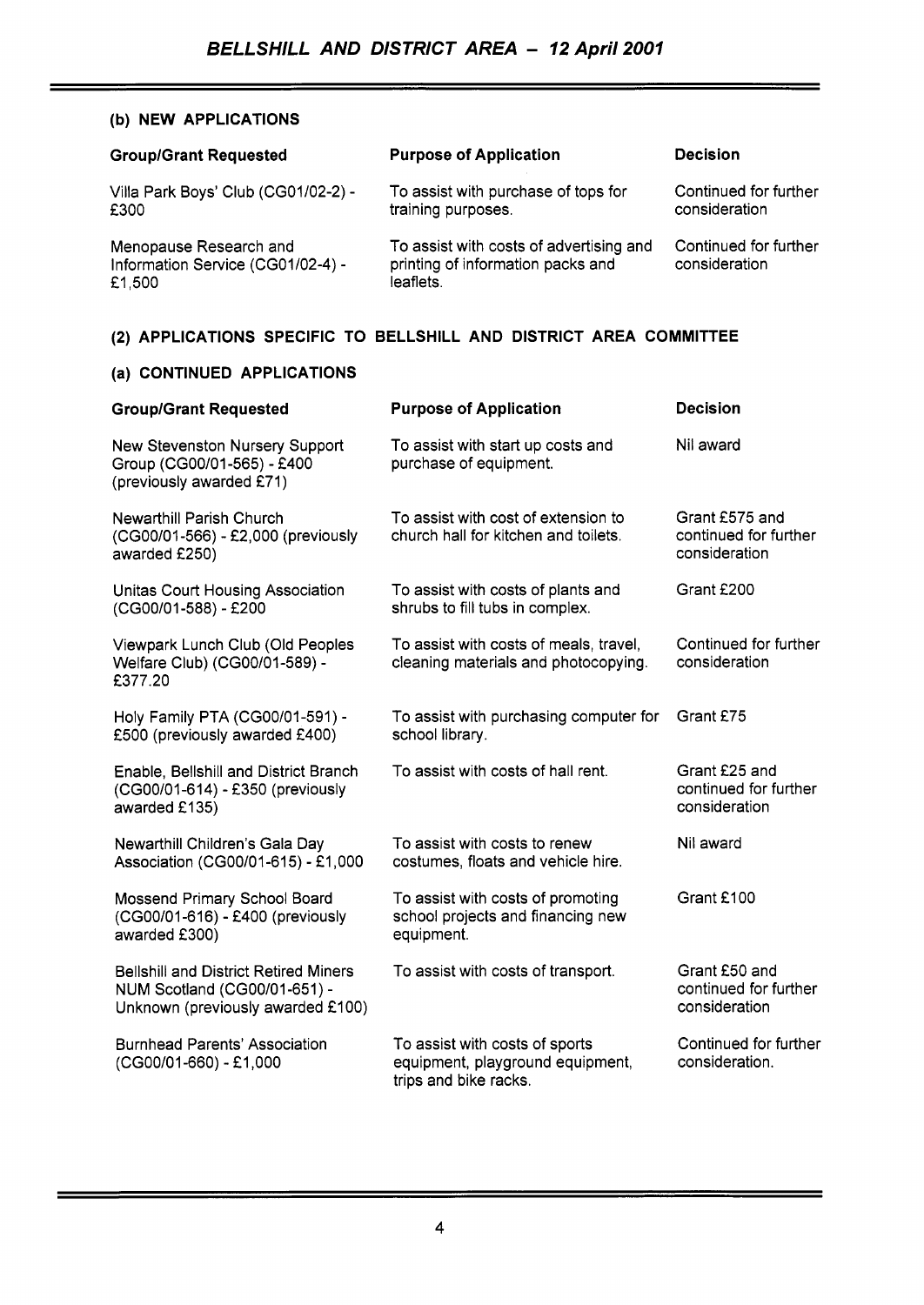### (b) NEW APPLICATIONS

| Group/Grant Requested | Purpose of Application | Decision |
|---|---|---|
| Villa Park Boys' Club (CG01/02-2) - £300 | To assist with purchase of tops for training purposes. | Continued for further consideration |
| Menopause Research and Information Service (CG01/02-4) - £1,500 | To assist with costs of advertising and printing of information packs and leaflets. | Continued for further consideration |

## (2) APPLICATIONS SPECIFIC TO BELLSHILL AND DISTRICT AREA COMMITTEE

### (a) CONTINUED APPLICATIONS

| Group/Grant Requested | Purpose of Application | Decision |
|---|---|---|
| New Stevenston Nursery Support Group (CG00/01-565) - £400 (previously awarded £71) | To assist with start up costs and purchase of equipment. | Nil award |
| Newarthill Parish Church (CG00/01-566) - £2,000 (previously awarded £250) | To assist with cost of extension to church hall for kitchen and toilets. | Grant £575 and continued for further consideration |
| Unitas Court Housing Association (CG00/01-588) - £200 | To assist with costs of plants and shrubs to fill tubs in complex. | Grant £200 |
| Viewpark Lunch Club (Old Peoples Welfare Club) (CG00/01-589) - £377.20 | To assist with costs of meals, travel, cleaning materials and photocopying. | Continued for further consideration |
| Holy Family PTA (CG00/01-591) - £500 (previously awarded £400) | To assist with purchasing computer for school library. | Grant £75 |
| Enable, Bellshill and District Branch (CG00/01-614) - £350 (previously awarded £135) | To assist with costs of hall rent. | Grant £25 and continued for further consideration |
| Newarthill Children's Gala Day Association (CG00/01-615) - £1,000 | To assist with costs to renew costumes, floats and vehicle hire. | Nil award |
| Mossend Primary School Board (CG00/01-616) - £400 (previously awarded £300) | To assist with costs of promoting school projects and financing new equipment. | Grant £100 |
| Bellshill and District Retired Miners NUM Scotland (CG00/01-651) - Unknown (previously awarded £100) | To assist with costs of transport. | Grant £50 and continued for further consideration |
| Burnhead Parents' Association (CG00/01-660) - £1,000 | To assist with costs of sports equipment, playground equipment, trips and bike racks. | Continued for further consideration. |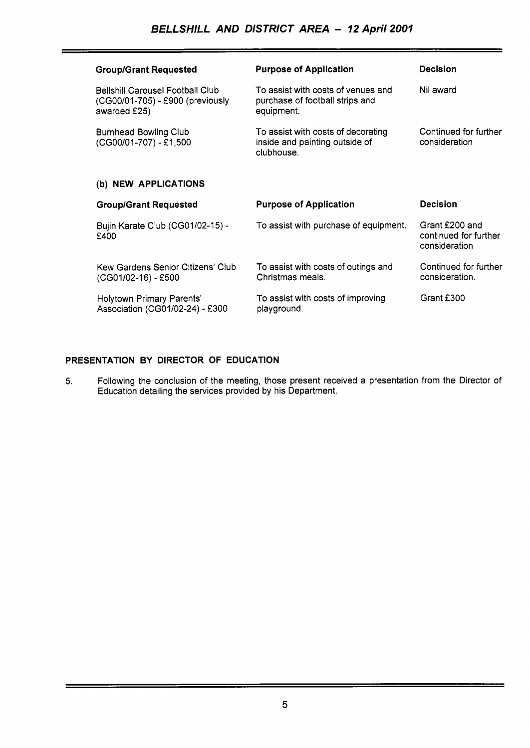| Group/Grant Requested | Purpose of Application | Decision |
|---|---|---|
| Bellshill Carousel Football Club (CG00/01-705) - £900 (previously awarded £25) | To assist with costs of venues and purchase of football strips and equipment. | Nil award |
| Burnhead Bowling Club (CG00/01-707) - £1,500 | To assist with costs of decorating inside and painting outside of clubhouse. | Continued for further consideration |

**(b) NEW APPLICATIONS**

| Group/Grant Requested | Purpose of Application | Decision |
|---|---|---|
| Bujin Karate Club (CG01/02-15) - £400 | To assist with purchase of equipment. | Grant £200 and continued for further consideration |
| Kew Gardens Senior Citizens' Club (CG01/02-16) - £500 | To assist with costs of outings and Christmas meals. | Continued for further consideration. |
| Holytown Primary Parents' Association (CG01/02-24) - £300 | To assist with costs of improving playground. | Grant £300 |

**PRESENTATION BY DIRECTOR OF EDUCATION**

5. Following the conclusion of the meeting, those present received a presentation from the Director of Education detailing the services provided by his Department.